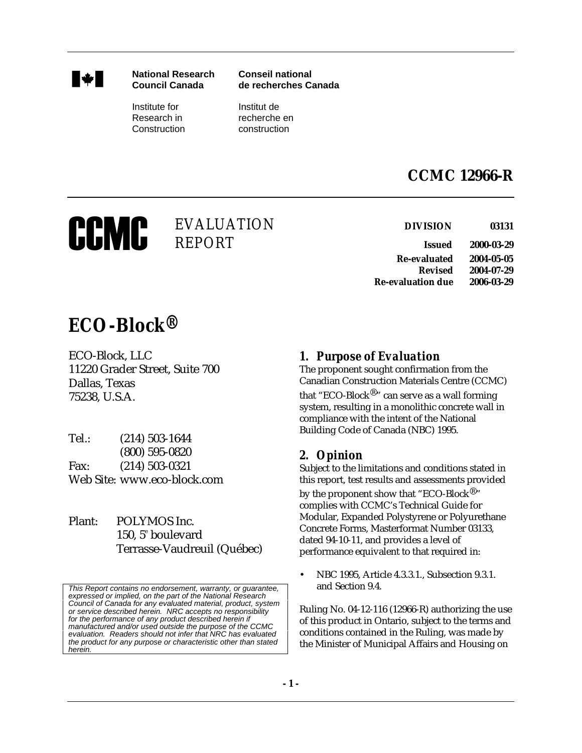National Research Council Canada | Conseil national de recherches Canada

Institute for Research in Construction | Institut de recherche en construction

# CCMC 12966-R

**CCMC** EVALUATION REPORT

| | |
|---|---|
| **DIVISION** | **03131** |
| **Issued** | **2000-03-29** |
| **Re-evaluated** | **2004-05-05** |
| **Revised** | **2004-07-29** |
| **Re-evaluation due** | **2006-03-29** |

# ECO-Block®

ECO-Block, LLC
11220 Grader Street, Suite 700
Dallas, Texas
75238, U.S.A.

Tel.: (214) 503-1644
(800) 595-0820
Fax: (214) 503-0321
Web Site: www.eco-block.com

Plant: POLYMOS Inc.
150, 5e boulevard
Terrasse-Vaudreuil (Québec)

*This Report contains no endorsement, warranty, or guarantee, expressed or implied, on the part of the National Research Council of Canada for any evaluated material, product, system or service described herein. NRC accepts no responsibility for the performance of any product described herein if manufactured and/or used outside the purpose of the CCMC evaluation. Readers should not infer that NRC has evaluated the product for any purpose or characteristic other than stated herein.*

## 1. Purpose of Evaluation

The proponent sought confirmation from the Canadian Construction Materials Centre (CCMC) that "ECO-Block®" can serve as a wall forming system, resulting in a monolithic concrete wall in compliance with the intent of the National Building Code of Canada (NBC) 1995.

## 2. Opinion

Subject to the limitations and conditions stated in this report, test results and assessments provided by the proponent show that "ECO-Block®" complies with CCMC's Technical Guide for Modular, Expanded Polystyrene or Polyurethane Concrete Forms, Masterformat Number 03133, dated 94-10-11, and provides a level of performance equivalent to that required in:

- NBC 1995, Article 4.3.3.1., Subsection 9.3.1. and Section 9.4.

Ruling No. 04-12-116 (12966-R) authorizing the use of this product in Ontario, subject to the terms and conditions contained in the Ruling, was made by the Minister of Municipal Affairs and Housing on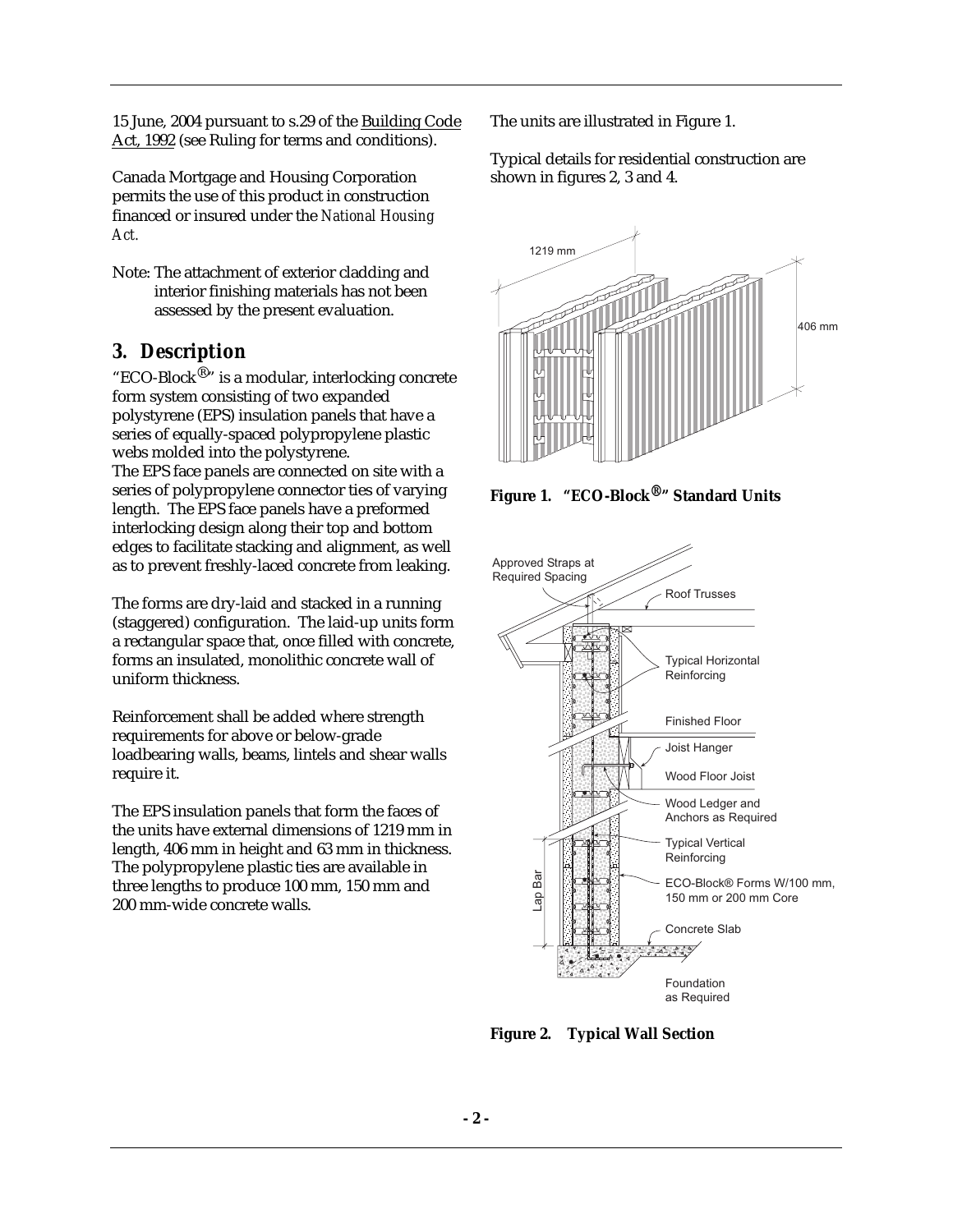15 June, 2004 pursuant to s.29 of the Building Code Act, 1992 (see Ruling for terms and conditions).

Canada Mortgage and Housing Corporation permits the use of this product in construction financed or insured under the *National Housing Act.*

Note: The attachment of exterior cladding and interior finishing materials has not been assessed by the present evaluation.

## 3. Description

"ECO-Block®" is a modular, interlocking concrete form system consisting of two expanded polystyrene (EPS) insulation panels that have a series of equally-spaced polypropylene plastic webs molded into the polystyrene.
The EPS face panels are connected on site with a series of polypropylene connector ties of varying length. The EPS face panels have a preformed interlocking design along their top and bottom edges to facilitate stacking and alignment, as well as to prevent freshly-laced concrete from leaking.

The forms are dry-laid and stacked in a running (staggered) configuration. The laid-up units form a rectangular space that, once filled with concrete, forms an insulated, monolithic concrete wall of uniform thickness.

Reinforcement shall be added where strength requirements for above or below-grade loadbearing walls, beams, lintels and shear walls require it.

The EPS insulation panels that form the faces of the units have external dimensions of 1219 mm in length, 406 mm in height and 63 mm in thickness. The polypropylene plastic ties are available in three lengths to produce 100 mm, 150 mm and 200 mm-wide concrete walls.

The units are illustrated in Figure 1.

Typical details for residential construction are shown in figures 2, 3 and 4.

**Figure 1. "ECO-Block®" Standard Units**

**Figure 2. Typical Wall Section**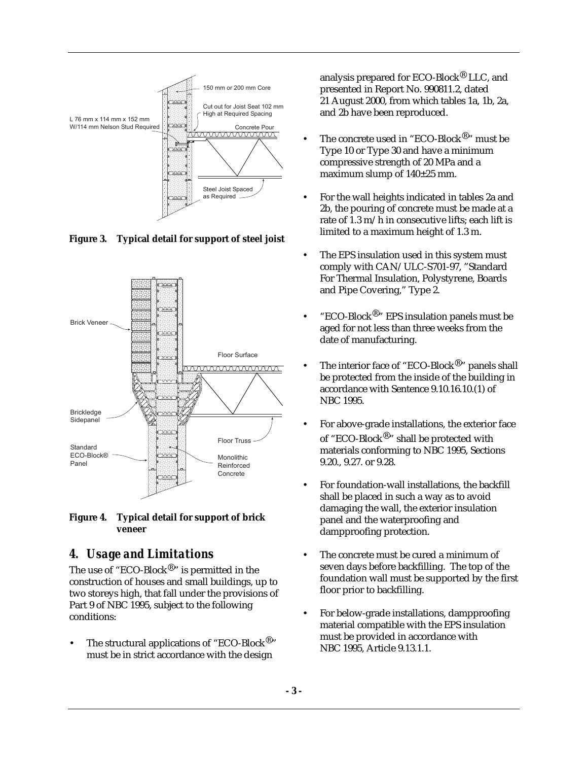**Figure 3. Typical detail for support of steel joist**

**Figure 4. Typical detail for support of brick veneer**

## 4. Usage and Limitations

The use of "ECO-Block®" is permitted in the construction of houses and small buildings, up to two storeys high, that fall under the provisions of Part 9 of NBC 1995, subject to the following conditions:

- The structural applications of "ECO-Block®" must be in strict accordance with the design analysis prepared for ECO-Block® LLC, and presented in Report No. 990811.2, dated 21 August 2000, from which tables 1a, 1b, 2a, and 2b have been reproduced.
- The concrete used in "ECO-Block®" must be Type 10 or Type 30 and have a minimum compressive strength of 20 MPa and a maximum slump of 140±25 mm.
- For the wall heights indicated in tables 2a and 2b, the pouring of concrete must be made at a rate of 1.3 m/h in consecutive lifts; each lift is limited to a maximum height of 1.3 m.
- The EPS insulation used in this system must comply with CAN/ULC-S701-97, "Standard For Thermal Insulation, Polystyrene, Boards and Pipe Covering," Type 2.
- "ECO-Block®" EPS insulation panels must be aged for not less than three weeks from the date of manufacturing.
- The interior face of "ECO-Block®" panels shall be protected from the inside of the building in accordance with Sentence 9.10.16.10.(1) of NBC 1995.
- For above-grade installations, the exterior face of "ECO-Block®" shall be protected with materials conforming to NBC 1995, Sections 9.20., 9.27. or 9.28.
- For foundation-wall installations, the backfill shall be placed in such a way as to avoid damaging the wall, the exterior insulation panel and the waterproofing and dampproofing protection.
- The concrete must be cured a minimum of seven days before backfilling. The top of the foundation wall must be supported by the first floor prior to backfilling.
- For below-grade installations, dampproofing material compatible with the EPS insulation must be provided in accordance with NBC 1995, Article 9.13.1.1.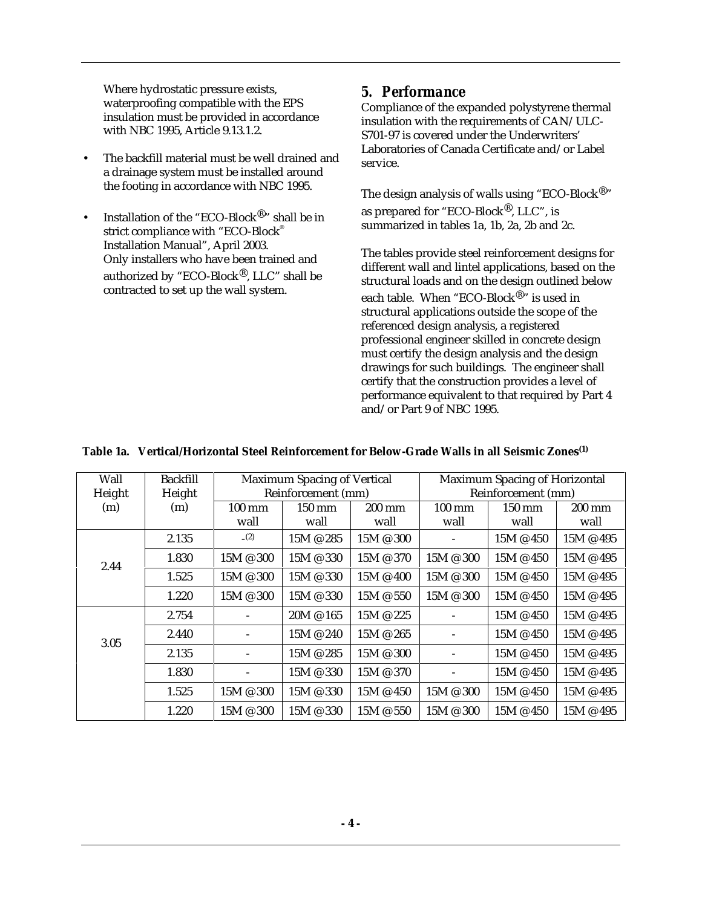Where hydrostatic pressure exists, waterproofing compatible with the EPS insulation must be provided in accordance with NBC 1995, Article 9.13.1.2.

- The backfill material must be well drained and a drainage system must be installed around the footing in accordance with NBC 1995.
- Installation of the "ECO-Block®" shall be in strict compliance with "ECO-Block® Installation Manual", April 2003. Only installers who have been trained and authorized by "ECO-Block®, LLC" shall be contracted to set up the wall system.

## 5. Performance

Compliance of the expanded polystyrene thermal insulation with the requirements of CAN/ULC-S701-97 is covered under the Underwriters' Laboratories of Canada Certificate and/or Label service.

The design analysis of walls using "ECO-Block®" as prepared for "ECO-Block®, LLC", is summarized in tables 1a, 1b, 2a, 2b and 2c.

The tables provide steel reinforcement designs for different wall and lintel applications, based on the structural loads and on the design outlined below each table. When "ECO-Block®" is used in structural applications outside the scope of the referenced design analysis, a registered professional engineer skilled in concrete design must certify the design analysis and the design drawings for such buildings. The engineer shall certify that the construction provides a level of performance equivalent to that required by Part 4 and/or Part 9 of NBC 1995.

**Table 1a. Vertical/Horizontal Steel Reinforcement for Below-Grade Walls in all Seismic Zones(1)**

| Wall Height (m) | Backfill Height (m) | Maximum Spacing of Vertical Reinforcement (mm) | | | Maximum Spacing of Horizontal Reinforcement (mm) | | |
|---|---|---|---|---|---|---|---|
| | | 100 mm wall | 150 mm wall | 200 mm wall | 100 mm wall | 150 mm wall | 200 mm wall |
| 2.44 | 2.135 | -(2) | 15M @ 285 | 15M @ 300 | - | 15M @ 450 | 15M @ 495 |
| | 1.830 | 15M @ 300 | 15M @ 330 | 15M @ 370 | 15M @ 300 | 15M @ 450 | 15M @ 495 |
| | 1.525 | 15M @ 300 | 15M @ 330 | 15M @ 400 | 15M @ 300 | 15M @ 450 | 15M @ 495 |
| | 1.220 | 15M @ 300 | 15M @ 330 | 15M @ 550 | 15M @ 300 | 15M @ 450 | 15M @ 495 |
| 3.05 | 2.754 | - | 20M @ 165 | 15M @ 225 | - | 15M @ 450 | 15M @ 495 |
| | 2.440 | - | 15M @ 240 | 15M @ 265 | - | 15M @ 450 | 15M @ 495 |
| | 2.135 | - | 15M @ 285 | 15M @ 300 | - | 15M @ 450 | 15M @ 495 |
| | 1.830 | - | 15M @ 330 | 15M @ 370 | - | 15M @ 450 | 15M @ 495 |
| | 1.525 | 15M @ 300 | 15M @ 330 | 15M @ 450 | 15M @ 300 | 15M @ 450 | 15M @ 495 |
| | 1.220 | 15M @ 300 | 15M @ 330 | 15M @ 550 | 15M @ 300 | 15M @ 450 | 15M @ 495 |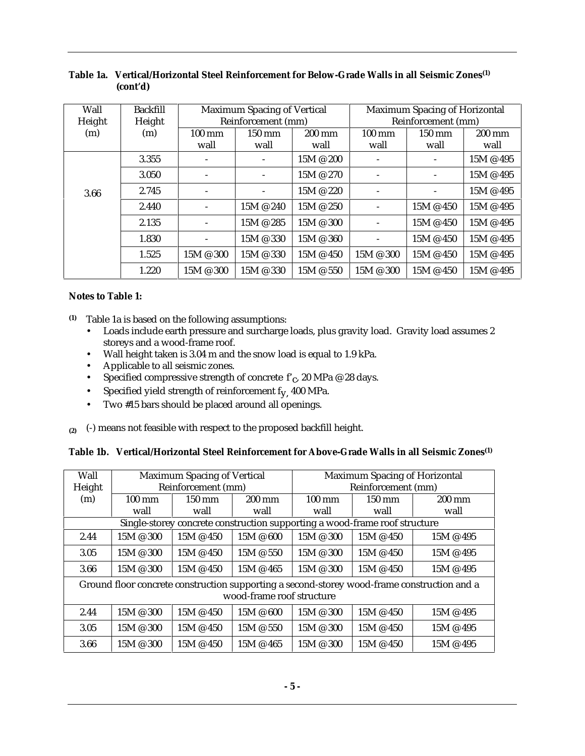**Table 1a. Vertical/Horizontal Steel Reinforcement for Below-Grade Walls in all Seismic Zones[(1)] (cont'd)**

| Wall Height (m) | Backfill Height (m) | Maximum Spacing of Vertical Reinforcement (mm) | | | Maximum Spacing of Horizontal Reinforcement (mm) | | |
|---|---|---|---|---|---|---|---|
| | | 100 mm wall | 150 mm wall | 200 mm wall | 100 mm wall | 150 mm wall | 200 mm wall |
| 3.66 | 3.355 | - | - | 15M @ 200 | - | - | 15M @ 495 |
| | 3.050 | - | - | 15M @ 270 | - | - | 15M @ 495 |
| | 2.745 | - | - | 15M @ 220 | - | - | 15M @ 495 |
| | 2.440 | - | 15M @ 240 | 15M @ 250 | - | 15M @ 450 | 15M @ 495 |
| | 2.135 | - | 15M @ 285 | 15M @ 300 | - | 15M @ 450 | 15M @ 495 |
| | 1.830 | - | 15M @ 330 | 15M @ 360 | - | 15M @ 450 | 15M @ 495 |
| | 1.525 | 15M @ 300 | 15M @ 330 | 15M @ 450 | 15M @ 300 | 15M @ 450 | 15M @ 495 |
| | 1.220 | 15M @ 300 | 15M @ 330 | 15M @ 550 | 15M @ 300 | 15M @ 450 | 15M @ 495 |

**Notes to Table 1:**

(1) Table 1a is based on the following assumptions:

- Loads include earth pressure and surcharge loads, plus gravity load. Gravity load assumes 2 storeys and a wood-frame roof.
- Wall height taken is 3.04 m and the snow load is equal to 1.9 kPa.
- Applicable to all seismic zones.
- Specified compressive strength of concrete $f'_C$, 20 MPa @ 28 days.
- Specified yield strength of reinforcement $f_y$, 400 MPa.
- Two #15 bars should be placed around all openings.

(2) (-) means not feasible with respect to the proposed backfill height.

**Table 1b. Vertical/Horizontal Steel Reinforcement for Above-Grade Walls in all Seismic Zones[(1)]**

| Wall Height (m) | Maximum Spacing of Vertical Reinforcement (mm) | | | Maximum Spacing of Horizontal Reinforcement (mm) | | |
|---|---|---|---|---|---|---|
| | 100 mm wall | 150 mm wall | 200 mm wall | 100 mm wall | 150 mm wall | 200 mm wall |
| Single-storey concrete construction supporting a wood-frame roof structure | | | | | | |
| 2.44 | 15M @ 300 | 15M @ 450 | 15M @ 600 | 15M @ 300 | 15M @ 450 | 15M @ 495 |
| 3.05 | 15M @ 300 | 15M @ 450 | 15M @ 550 | 15M @ 300 | 15M @ 450 | 15M @ 495 |
| 3.66 | 15M @ 300 | 15M @ 450 | 15M @ 465 | 15M @ 300 | 15M @ 450 | 15M @ 495 |
| Ground floor concrete construction supporting a second-storey wood-frame construction and a wood-frame roof structure | | | | | | |
| 2.44 | 15M @ 300 | 15M @ 450 | 15M @ 600 | 15M @ 300 | 15M @ 450 | 15M @ 495 |
| 3.05 | 15M @ 300 | 15M @ 450 | 15M @ 550 | 15M @ 300 | 15M @ 450 | 15M @ 495 |
| 3.66 | 15M @ 300 | 15M @ 450 | 15M @ 465 | 15M @ 300 | 15M @ 450 | 15M @ 495 |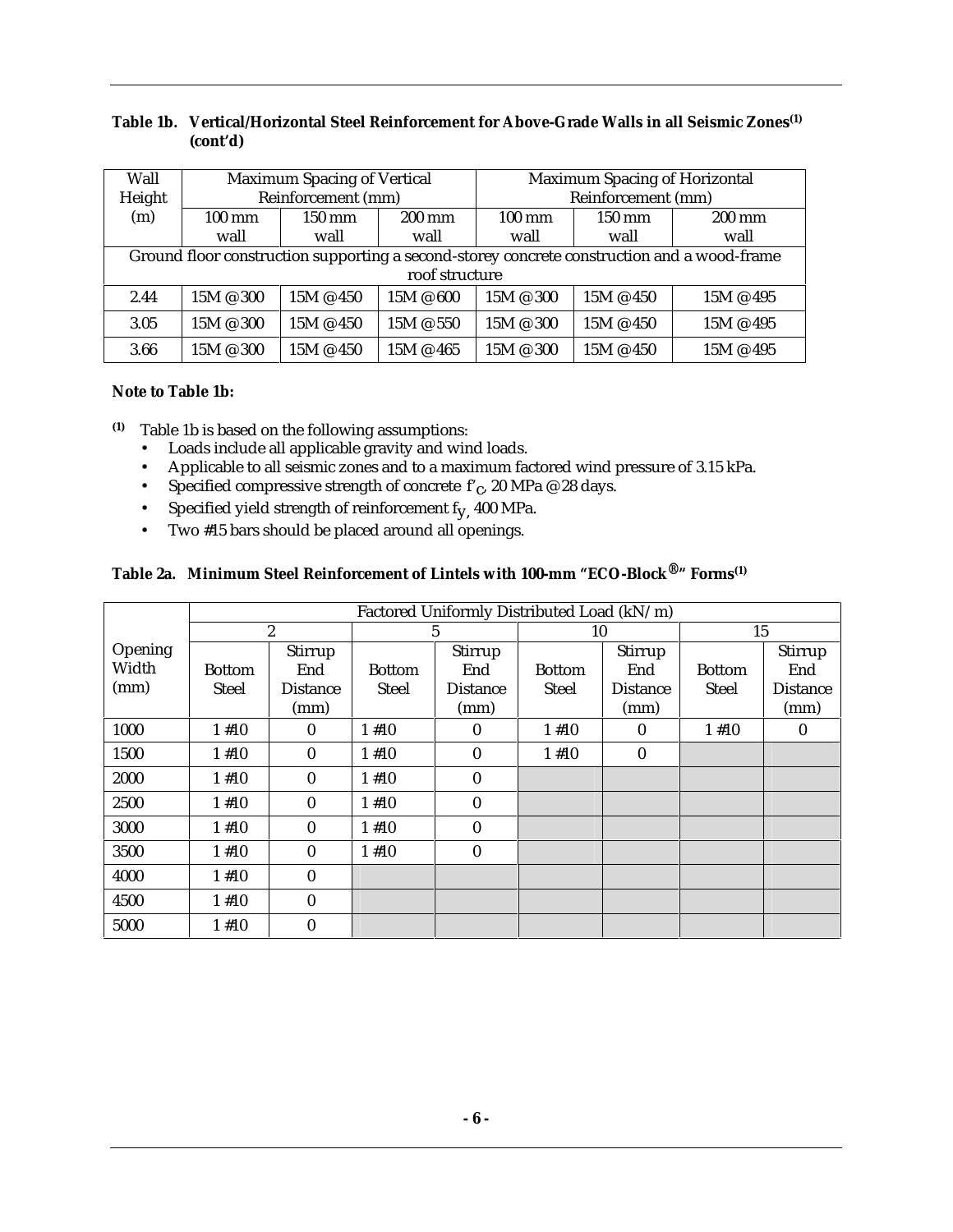**Table 1b. Vertical/Horizontal Steel Reinforcement for Above-Grade Walls in all Seismic Zones(1) (cont'd)**

| Wall Height (m) | Maximum Spacing of Vertical Reinforcement (mm) | | | Maximum Spacing of Horizontal Reinforcement (mm) | | |
|---|---|---|---|---|---|---|
| | 100 mm wall | 150 mm wall | 200 mm wall | 100 mm wall | 150 mm wall | 200 mm wall |
| Ground floor construction supporting a second-storey concrete construction and a wood-frame roof structure | | | | | | |
| 2.44 | 15M @ 300 | 15M @ 450 | 15M @ 600 | 15M @ 300 | 15M @ 450 | 15M @ 495 |
| 3.05 | 15M @ 300 | 15M @ 450 | 15M @ 550 | 15M @ 300 | 15M @ 450 | 15M @ 495 |
| 3.66 | 15M @ 300 | 15M @ 450 | 15M @ 465 | 15M @ 300 | 15M @ 450 | 15M @ 495 |

**Note to Table 1b:**

(1) Table 1b is based on the following assumptions:

- Loads include all applicable gravity and wind loads.
- Applicable to all seismic zones and to a maximum factored wind pressure of 3.15 kPa.
- Specified compressive strength of concrete $f'_c$, 20 MPa @ 28 days.
- Specified yield strength of reinforcement $f_y$, 400 MPa.
- Two #15 bars should be placed around all openings.

**Table 2a. Minimum Steel Reinforcement of Lintels with 100-mm "ECO-Block®" Forms(1)**

| Opening Width (mm) | Factored Uniformly Distributed Load (kN/m) | | | | | | | |
|---|---|---|---|---|---|---|---|---|
| | 2 | | 5 | | 10 | | 15 | |
| | Bottom Steel | Stirrup End Distance (mm) | Bottom Steel | Stirrup End Distance (mm) | Bottom Steel | Stirrup End Distance (mm) | Bottom Steel | Stirrup End Distance (mm) |
| 1000 | 1 #10 | 0 | 1 #10 | 0 | 1 #10 | 0 | 1 #10 | 0 |
| 1500 | 1 #10 | 0 | 1 #10 | 0 | 1 #10 | 0 | | |
| 2000 | 1 #10 | 0 | 1 #10 | 0 | | | | |
| 2500 | 1 #10 | 0 | 1 #10 | 0 | | | | |
| 3000 | 1 #10 | 0 | 1 #10 | 0 | | | | |
| 3500 | 1 #10 | 0 | 1 #10 | 0 | | | | |
| 4000 | 1 #10 | 0 | | | | | | |
| 4500 | 1 #10 | 0 | | | | | | |
| 5000 | 1 #10 | 0 | | | | | | |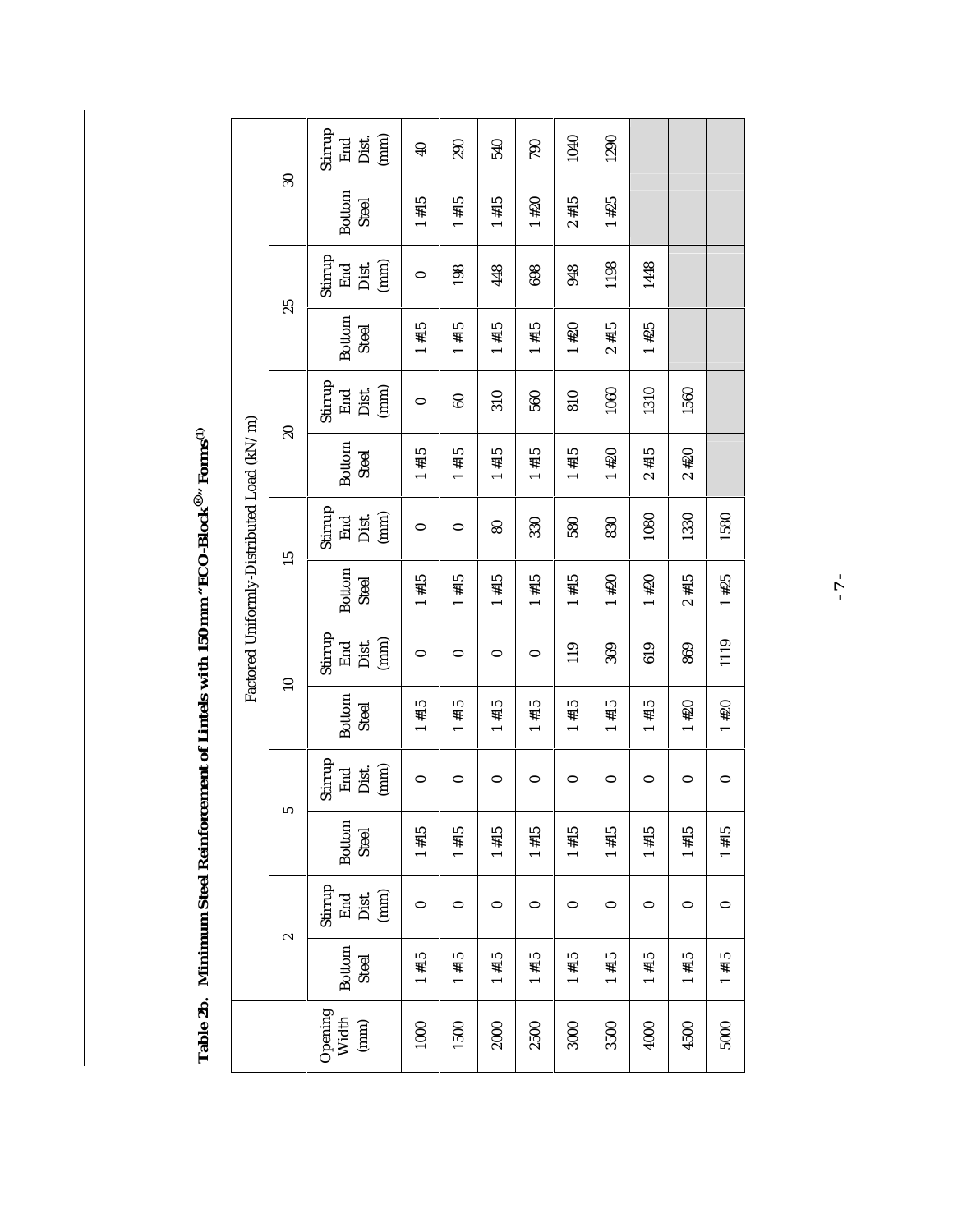**Table 2b. Minimum Steel Reinforcement of Lintels with 150 mm "ECO-Block®" Forms(1)**

| Opening Width (mm) | Factored Uniformly-Distributed Load (kN/m) | | | | | | | | | | | | | |
|---|---|---|---|---|---|---|---|---|---|---|---|---|---|---|
| | 2 | | 5 | | 10 | | 15 | | 20 | | 25 | | 30 | |
| | Bottom Steel | Stirrup End Dist. (mm) | Bottom Steel | Stirrup End Dist. (mm) | Bottom Steel | Stirrup End Dist. (mm) | Bottom Steel | Stirrup End Dist. (mm) | Bottom Steel | Stirrup End Dist. (mm) | Bottom Steel | Stirrup End Dist. (mm) | Bottom Steel | Stirrup End Dist. (mm) |
| 1000 | 1 #15 | 0 | 1 #15 | 0 | 1 #15 | 0 | 1 #15 | 0 | 1 #15 | 0 | 1 #15 | 0 | 1 #15 | 40 |
| 1500 | 1 #15 | 0 | 1 #15 | 0 | 1 #15 | 0 | 1 #15 | 0 | 1 #15 | 60 | 1 #15 | 198 | 1 #15 | 290 |
| 2000 | 1 #15 | 0 | 1 #15 | 0 | 1 #15 | 0 | 1 #15 | 80 | 1 #15 | 310 | 1 #15 | 448 | 1 #15 | 540 |
| 2500 | 1 #15 | 0 | 1 #15 | 0 | 1 #15 | 0 | 1 #15 | 330 | 1 #15 | 560 | 1 #15 | 698 | 1 #20 | 790 |
| 3000 | 1 #15 | 0 | 1 #15 | 0 | 1 #15 | 119 | 1 #15 | 580 | 1 #15 | 810 | 1 #20 | 948 | 2 #15 | 1040 |
| 3500 | 1 #15 | 0 | 1 #15 | 0 | 1 #15 | 369 | 1 #20 | 830 | 1 #20 | 1060 | 2 #15 | 1198 | 1 #25 | 1290 |
| 4000 | 1 #15 | 0 | 1 #15 | 0 | 1 #15 | 619 | 1 #20 | 1080 | 2 #15 | 1310 | 1 #25 | 1448 | | |
| 4500 | 1 #15 | 0 | 1 #15 | 0 | 1 #20 | 869 | 2 #15 | 1330 | 2 #20 | 1560 | | | | |
| 5000 | 1 #15 | 0 | 1 #15 | 0 | 1 #20 | 1119 | 1 #25 | 1580 | | | | | | |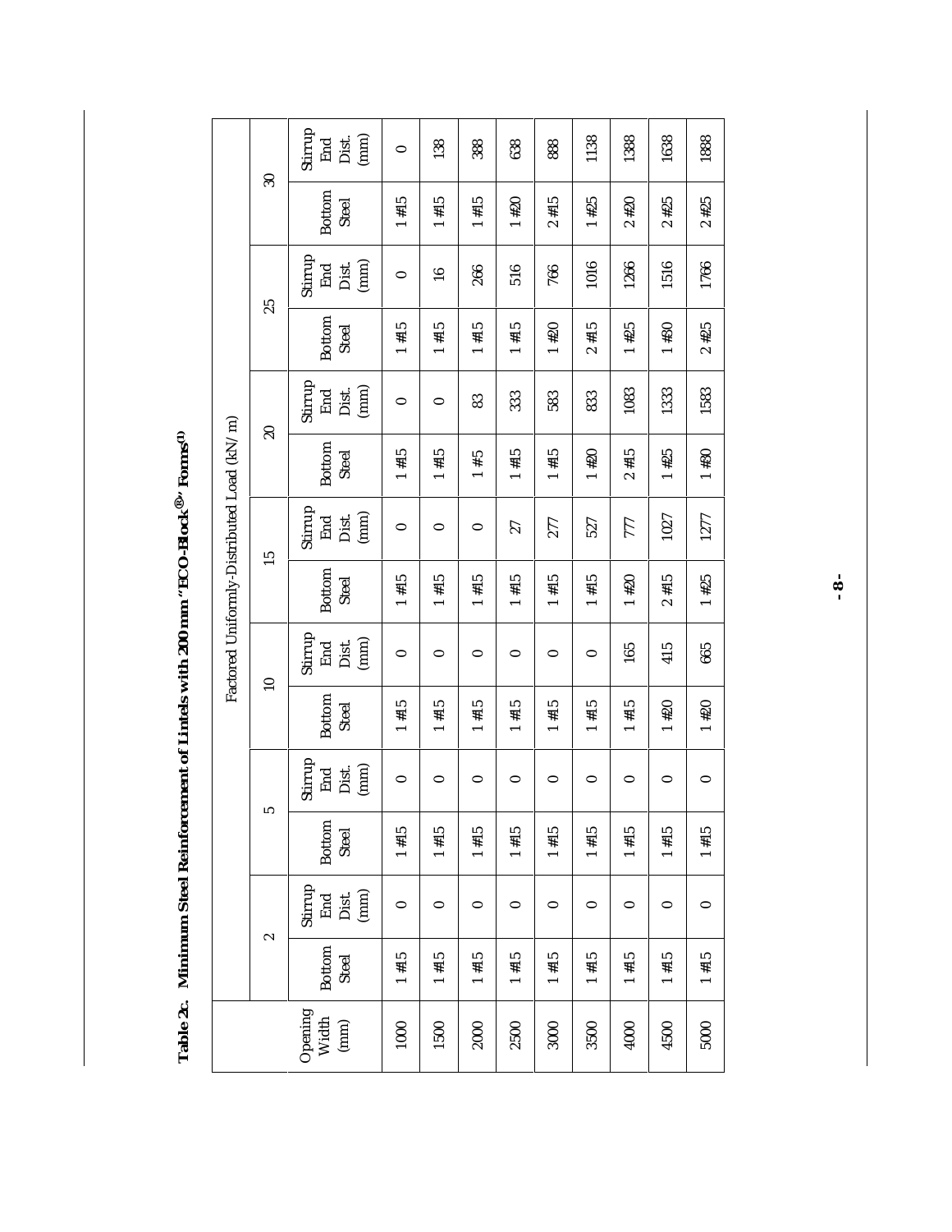**Table 2c. Minimum Steel Reinforcement of Lintels with 200 mm "ECO-Block®" Forms[1]**

| Opening Width (mm) | Factored Uniformly-Distributed Load (kN/m) | | | | | | | | | | | | | |
|---|---|---|---|---|---|---|---|---|---|---|---|---|---|---|
| | 2 | | 5 | | 10 | | 15 | | 20 | | 25 | | 30 | |
| | Bottom Steel | Stirrup End Dist. (mm) | Bottom Steel | Stirrup End Dist. (mm) | Bottom Steel | Stirrup End Dist. (mm) | Bottom Steel | Stirrup End Dist. (mm) | Bottom Steel | Stirrup End Dist. (mm) | Bottom Steel | Stirrup End Dist. (mm) | Bottom Steel | Stirrup End Dist. (mm) |
| 1000 | 1 #15 | 0 | 1 #15 | 0 | 1 #15 | 0 | 1 #15 | 0 | 1 #15 | 0 | 1 #15 | 0 | 1 #15 | 0 |
| 1500 | 1 #15 | 0 | 1 #15 | 0 | 1 #15 | 0 | 1 #15 | 0 | 1 #15 | 0 | 1 #15 | 16 | 1 #15 | 138 |
| 2000 | 1 #15 | 0 | 1 #15 | 0 | 1 #15 | 0 | 1 #15 | 0 | 1 #5 | 83 | 1 #15 | 266 | 1 #15 | 388 |
| 2500 | 1 #15 | 0 | 1 #15 | 0 | 1 #15 | 0 | 1 #15 | 27 | 1 #15 | 333 | 1 #15 | 516 | 1 #20 | 638 |
| 3000 | 1 #15 | 0 | 1 #15 | 0 | 1 #15 | 0 | 1 #15 | 277 | 1 #15 | 583 | 1 #20 | 766 | 2 #15 | 888 |
| 3500 | 1 #15 | 0 | 1 #15 | 0 | 1 #15 | 0 | 1 #15 | 527 | 1 #20 | 833 | 2 #15 | 1016 | 1 #25 | 1138 |
| 4000 | 1 #15 | 0 | 1 #15 | 0 | 1 #15 | 165 | 1 #20 | 777 | 2 #15 | 1083 | 1 #25 | 1266 | 2 #20 | 1388 |
| 4500 | 1 #15 | 0 | 1 #15 | 0 | 1 #20 | 415 | 2 #15 | 1027 | 1 #25 | 1333 | 1 #30 | 1516 | 2 #25 | 1638 |
| 5000 | 1 #15 | 0 | 1 #15 | 0 | 1 #20 | 665 | 1 #25 | 1277 | 1 #30 | 1583 | 2 #25 | 1766 | 2 #25 | 1888 |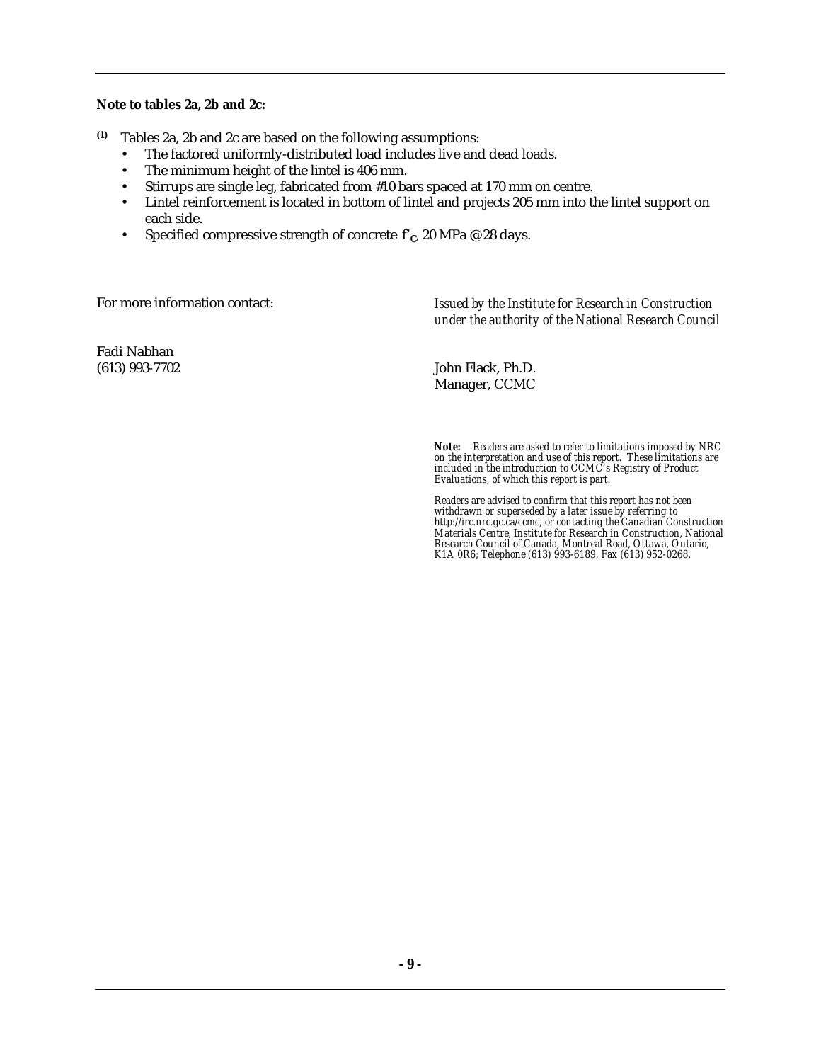**Note to tables 2a, 2b and 2c:**

(1) Tables 2a, 2b and 2c are based on the following assumptions:

- The factored uniformly-distributed load includes live and dead loads.
- The minimum height of the lintel is 406 mm.
- Stirrups are single leg, fabricated from #10 bars spaced at 170 mm on centre.
- Lintel reinforcement is located in bottom of lintel and projects 205 mm into the lintel support on each side.
- Specified compressive strength of concrete $f'_C$ 20 MPa @ 28 days.

For more information contact:

Fadi Nabhan
(613) 993-7702

*Issued by the Institute for Research in Construction under the authority of the National Research Council*

John Flack, Ph.D.
Manager, CCMC

***Note:*** *Readers are asked to refer to limitations imposed by NRC on the interpretation and use of this report. These limitations are included in the introduction to CCMC's Registry of Product Evaluations, of which this report is part.*

*Readers are advised to confirm that this report has not been withdrawn or superseded by a later issue by referring to http://irc.nrc.gc.ca/ccmc, or contacting the Canadian Construction Materials Centre, Institute for Research in Construction, National Research Council of Canada, Montreal Road, Ottawa, Ontario, K1A 0R6; Telephone (613) 993-6189, Fax (613) 952-0268.*